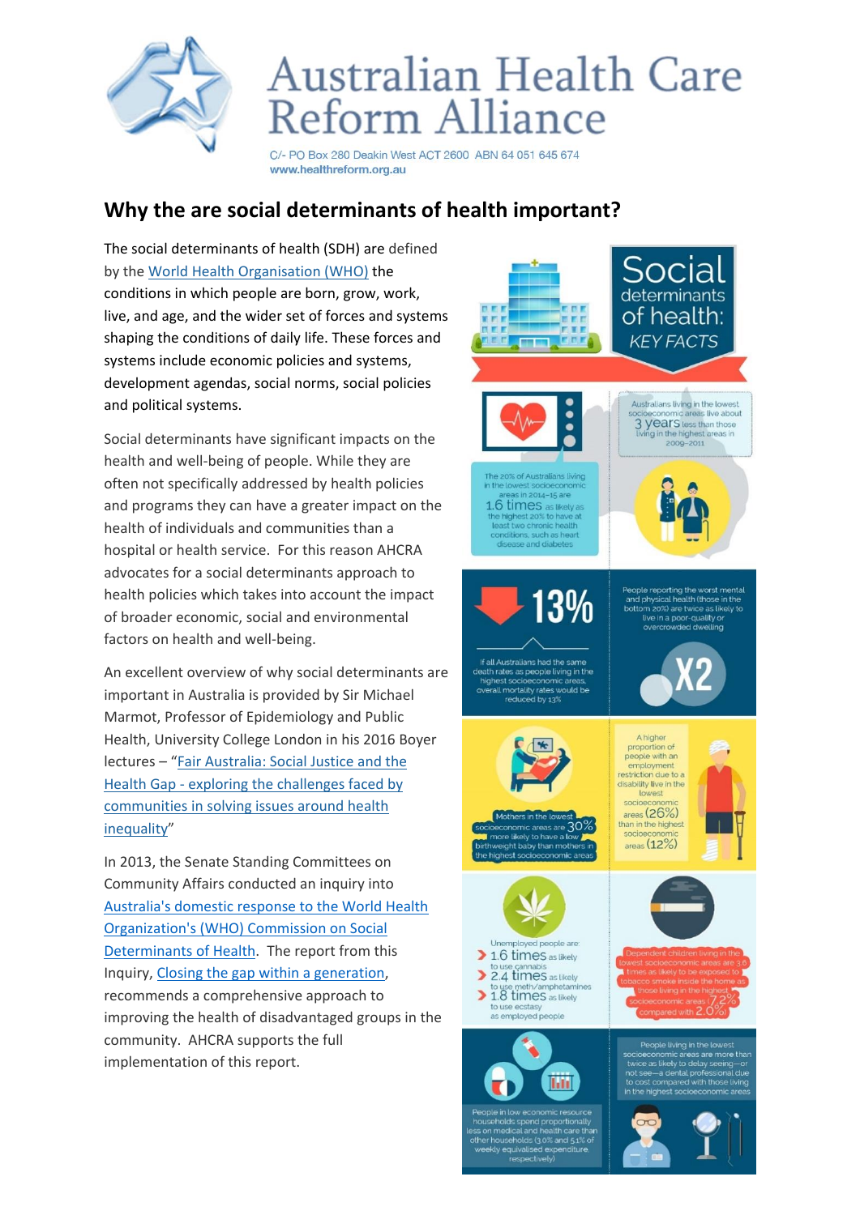# Australian Health Care Reform Alliance

C/- PO Box 280 Deakin West ACT 2600 ABN 64 051 645 674
www.healthreform.org.au

## Why the are social determinants of health important?

The social determinants of health (SDH) are defined by the [World Health Organisation (WHO)] the conditions in which people are born, grow, work, live, and age, and the wider set of forces and systems shaping the conditions of daily life. These forces and systems include economic policies and systems, development agendas, social norms, social policies and political systems.

Social determinants have significant impacts on the health and well-being of people. While they are often not specifically addressed by health policies and programs they can have a greater impact on the health of individuals and communities than a hospital or health service. For this reason AHCRA advocates for a social determinants approach to health policies which takes into account the impact of broader economic, social and environmental factors on health and well-being.

An excellent overview of why social determinants are important in Australia is provided by Sir Michael Marmot, Professor of Epidemiology and Public Health, University College London in his 2016 Boyer lectures – "Fair Australia: Social Justice and the Health Gap - exploring the challenges faced by communities in solving issues around health inequality"

In 2013, the Senate Standing Committees on Community Affairs conducted an inquiry into Australia's domestic response to the World Health Organization's (WHO) Commission on Social Determinants of Health. The report from this Inquiry, Closing the gap within a generation, recommends a comprehensive approach to improving the health of disadvantaged groups in the community. AHCRA supports the full implementation of this report.

### Social determinants of health: KEY FACTS

- Australians living in the lowest socioeconomic areas live about 3 years less than those living in the highest areas in 2009–2011
- The 20% of Australians living in the lowest socioeconomic areas in 2014–15 are 1.6 times as likely as the highest 20% to have at least two chronic health conditions, such as heart disease and diabetes
- 13%: If all Australians had the same death rates as people living in the highest socioeconomic areas, overall mortality rates would be reduced by 13%
- X2: People reporting the worst mental and physical health (those in the bottom 20%) are twice as likely to live in a poor-quality or overcrowded dwelling
- Mothers in the lowest socioeconomic areas are 30% more likely to have a low birthweight baby than mothers in the highest socioeconomic areas
- A higher proportion of people with an employment restriction due to a disability live in the lowest socioeconomic areas (26%) than in the highest socioeconomic areas (12%)
- Unemployed people are:
  - 1.6 times as likely to use cannabis
  - 2.4 times as likely to use meth/amphetamines
  - 1.8 times as likely to use ecstasy

  as employed people
- Dependent children living in the lowest socioeconomic areas are 3.6 times as likely to be exposed to tobacco smoke inside the home as those living in the highest socioeconomic areas (7.2% compared with 2.0%)
- People in low economic resource households spend proportionally less on medical and health care than other households (3.0% and 5.1% of weekly equivalised expenditure, respectively)
- People living in the lowest socioeconomic areas are more than twice as likely to delay seeing—or not see—a dental professional due to cost compared with those living in the highest socioeconomic areas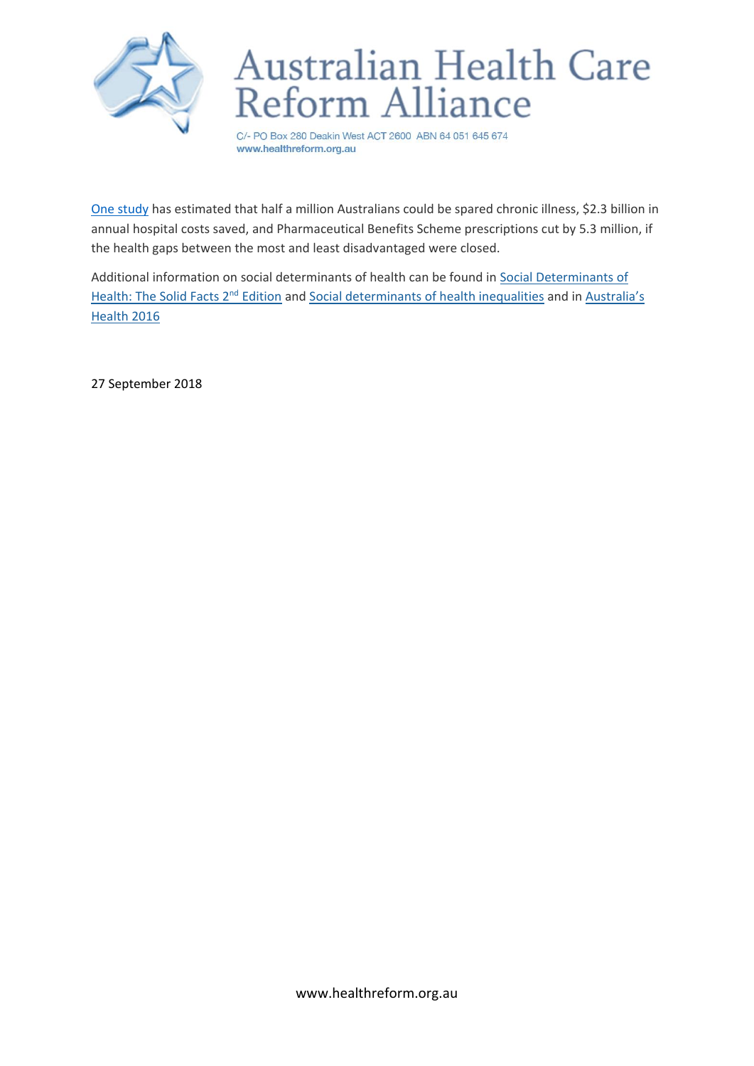One study has estimated that half a million Australians could be spared chronic illness, $2.3 billion in annual hospital costs saved, and Pharmaceutical Benefits Scheme prescriptions cut by 5.3 million, if the health gaps between the most and least disadvantaged were closed.

Additional information on social determinants of health can be found in Social Determinants of Health: The Solid Facts 2nd Edition and Social determinants of health inequalities and in Australia's Health 2016

27 September 2018